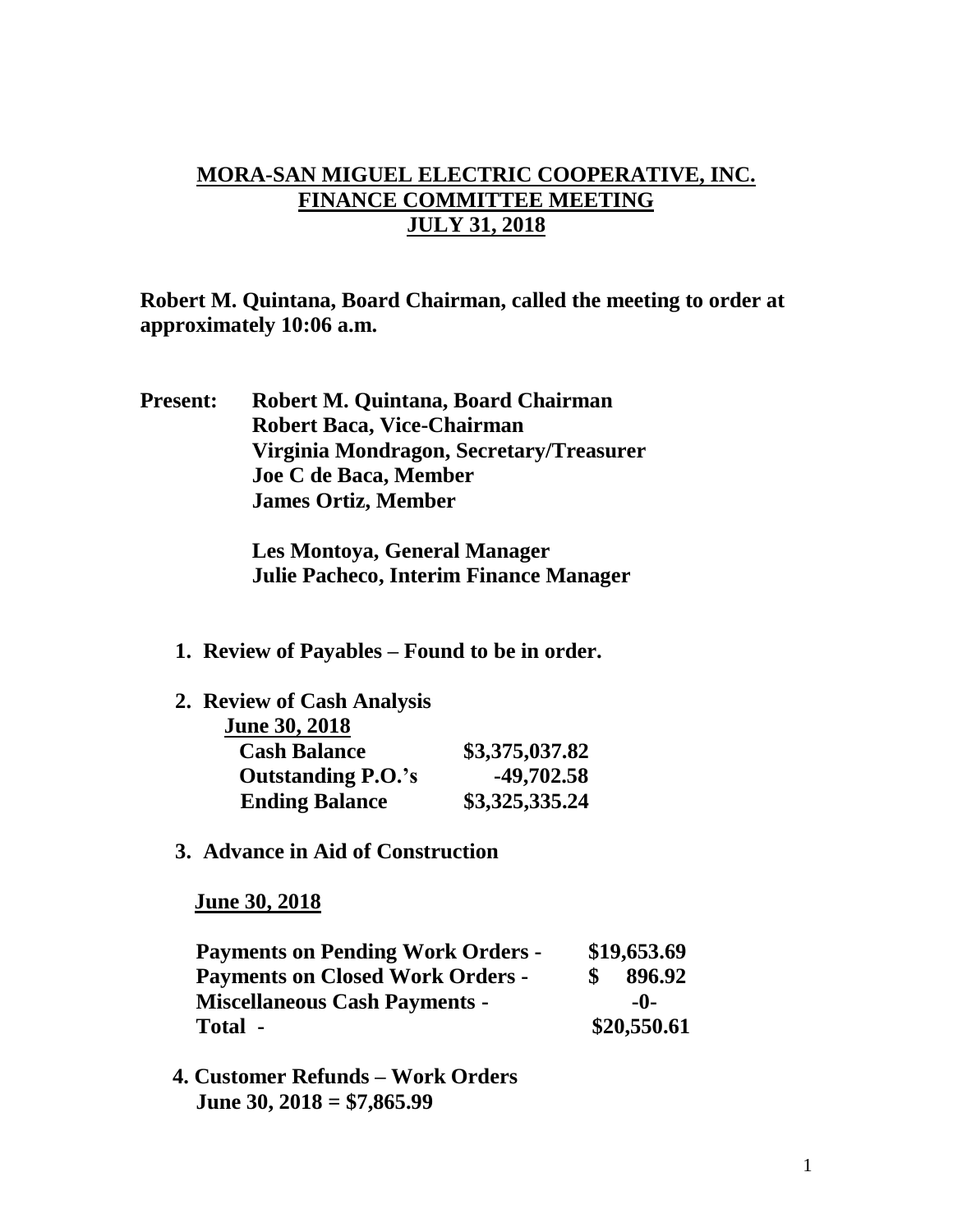# MORA-SAN MIGUEL ELECTRIC COOPERATIVE, INC.
## FINANCE COMMITTEE MEETING
## JULY 31, 2018

**Robert M. Quintana, Board Chairman, called the meeting to order at approximately 10:06 a.m.**

**Present:** **Robert M. Quintana, Board Chairman**
**Robert Baca, Vice-Chairman**
**Virginia Mondragon, Secretary/Treasurer**
**Joe C de Baca, Member**
**James Ortiz, Member**

**Les Montoya, General Manager**
**Julie Pacheco, Interim Finance Manager**

1. **Review of Payables – Found to be in order.**

2. **Review of Cash Analysis**

   **June 30, 2018**

| | |
|---|---|
| **Cash Balance** | **$3,375,037.82** |
| **Outstanding P.O.'s** | **-49,702.58** |
| **Ending Balance** | **$3,325,335.24** |

3. **Advance in Aid of Construction**

   **June 30, 2018**

| | |
|---|---|
| **Payments on Pending Work Orders -** | **$19,653.69** |
| **Payments on Closed Work Orders -** | **$ 896.92** |
| **Miscellaneous Cash Payments -** | **-0-** |
| **Total -** | **$20,550.61** |

4. **Customer Refunds – Work Orders**
   **June 30, 2018 = $7,865.99**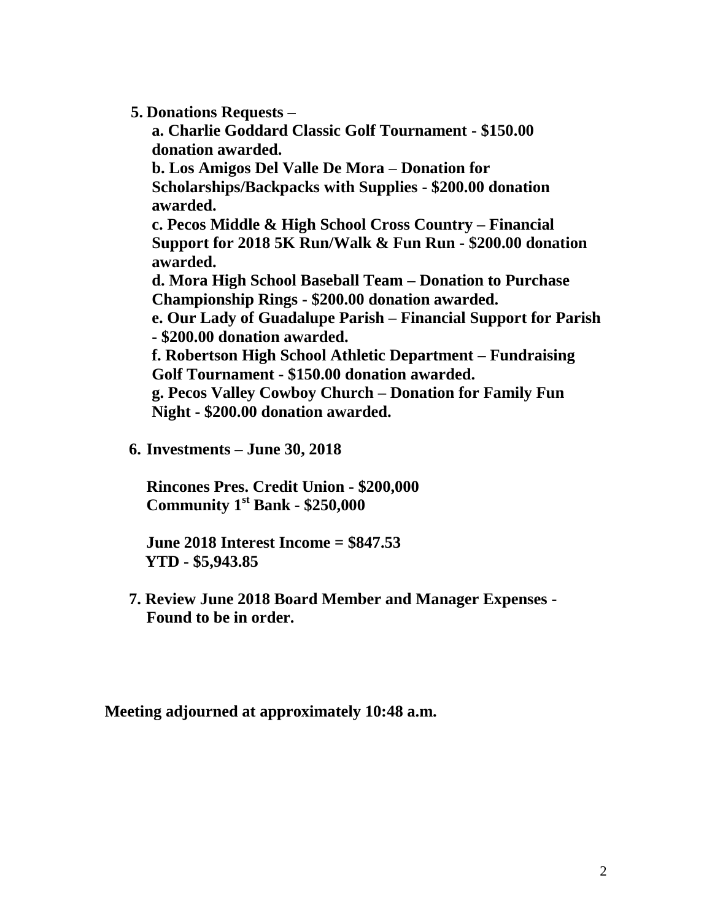5. **Donations Requests –**

   **a. Charlie Goddard Classic Golf Tournament - $150.00 donation awarded.**

   **b. Los Amigos Del Valle De Mora – Donation for Scholarships/Backpacks with Supplies - $200.00 donation awarded.**

   **c. Pecos Middle & High School Cross Country – Financial Support for 2018 5K Run/Walk & Fun Run - $200.00 donation awarded.**

   **d. Mora High School Baseball Team – Donation to Purchase Championship Rings - $200.00 donation awarded.**

   **e. Our Lady of Guadalupe Parish – Financial Support for Parish - $200.00 donation awarded.**

   **f. Robertson High School Athletic Department – Fundraising Golf Tournament - $150.00 donation awarded.**

   **g. Pecos Valley Cowboy Church – Donation for Family Fun Night - $200.00 donation awarded.**

6. **Investments – June 30, 2018**

   **Rincones Pres. Credit Union - $200,000**
   **Community 1st Bank - $250,000**

   **June 2018 Interest Income = $847.53**
   **YTD - $5,943.85**

7. **Review June 2018 Board Member and Manager Expenses - Found to be in order.**

**Meeting adjourned at approximately 10:48 a.m.**